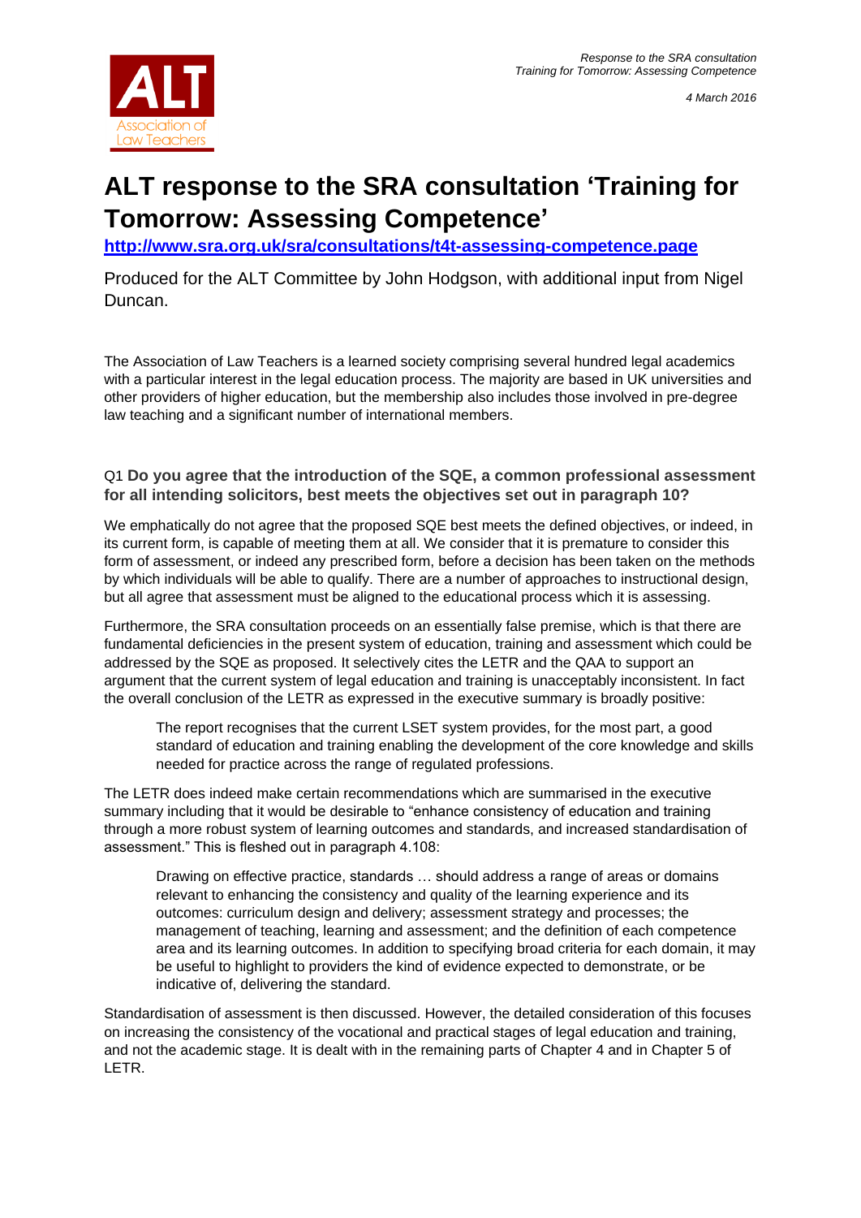# ALT response to the SRA consultation 'Training for Tomorrow: Assessing Competence'

**http://www.sra.org.uk/sra/consultations/t4t-assessing-competence.page**

Produced for the ALT Committee by John Hodgson, with additional input from Nigel Duncan.

The Association of Law Teachers is a learned society comprising several hundred legal academics with a particular interest in the legal education process. The majority are based in UK universities and other providers of higher education, but the membership also includes those involved in pre-degree law teaching and a significant number of international members.

### Q1 **Do you agree that the introduction of the SQE, a common professional assessment for all intending solicitors, best meets the objectives set out in paragraph 10?**

We emphatically do not agree that the proposed SQE best meets the defined objectives, or indeed, in its current form, is capable of meeting them at all. We consider that it is premature to consider this form of assessment, or indeed any prescribed form, before a decision has been taken on the methods by which individuals will be able to qualify. There are a number of approaches to instructional design, but all agree that assessment must be aligned to the educational process which it is assessing.

Furthermore, the SRA consultation proceeds on an essentially false premise, which is that there are fundamental deficiencies in the present system of education, training and assessment which could be addressed by the SQE as proposed. It selectively cites the LETR and the QAA to support an argument that the current system of legal education and training is unacceptably inconsistent. In fact the overall conclusion of the LETR as expressed in the executive summary is broadly positive:

> The report recognises that the current LSET system provides, for the most part, a good standard of education and training enabling the development of the core knowledge and skills needed for practice across the range of regulated professions.

The LETR does indeed make certain recommendations which are summarised in the executive summary including that it would be desirable to "enhance consistency of education and training through a more robust system of learning outcomes and standards, and increased standardisation of assessment." This is fleshed out in paragraph 4.108:

> Drawing on effective practice, standards … should address a range of areas or domains relevant to enhancing the consistency and quality of the learning experience and its outcomes: curriculum design and delivery; assessment strategy and processes; the management of teaching, learning and assessment; and the definition of each competence area and its learning outcomes. In addition to specifying broad criteria for each domain, it may be useful to highlight to providers the kind of evidence expected to demonstrate, or be indicative of, delivering the standard.

Standardisation of assessment is then discussed. However, the detailed consideration of this focuses on increasing the consistency of the vocational and practical stages of legal education and training, and not the academic stage. It is dealt with in the remaining parts of Chapter 4 and in Chapter 5 of LETR.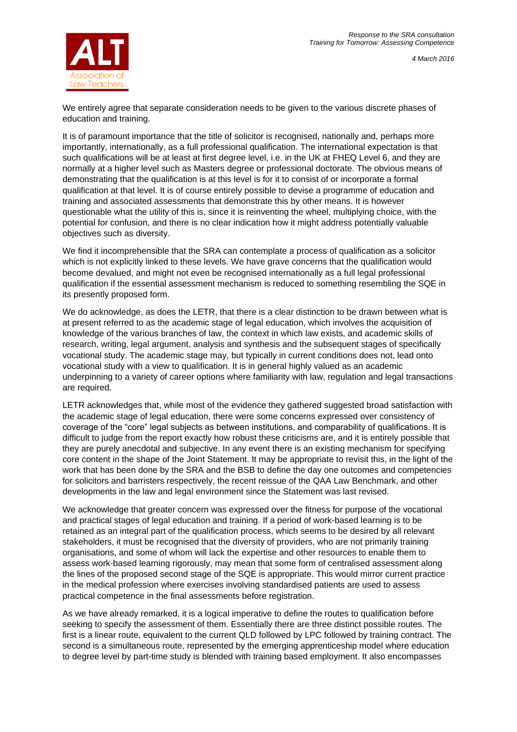We entirely agree that separate consideration needs to be given to the various discrete phases of education and training.

It is of paramount importance that the title of solicitor is recognised, nationally and, perhaps more importantly, internationally, as a full professional qualification. The international expectation is that such qualifications will be at least at first degree level, i.e. in the UK at FHEQ Level 6, and they are normally at a higher level such as Masters degree or professional doctorate. The obvious means of demonstrating that the qualification is at this level is for it to consist of or incorporate a formal qualification at that level. It is of course entirely possible to devise a programme of education and training and associated assessments that demonstrate this by other means. It is however questionable what the utility of this is, since it is reinventing the wheel, multiplying choice, with the potential for confusion, and there is no clear indication how it might address potentially valuable objectives such as diversity.

We find it incomprehensible that the SRA can contemplate a process of qualification as a solicitor which is not explicitly linked to these levels. We have grave concerns that the qualification would become devalued, and might not even be recognised internationally as a full legal professional qualification if the essential assessment mechanism is reduced to something resembling the SQE in its presently proposed form.

We do acknowledge, as does the LETR, that there is a clear distinction to be drawn between what is at present referred to as the academic stage of legal education, which involves the acquisition of knowledge of the various branches of law, the context in which law exists, and academic skills of research, writing, legal argument, analysis and synthesis and the subsequent stages of specifically vocational study. The academic stage may, but typically in current conditions does not, lead onto vocational study with a view to qualification. It is in general highly valued as an academic underpinning to a variety of career options where familiarity with law, regulation and legal transactions are required.

LETR acknowledges that, while most of the evidence they gathered suggested broad satisfaction with the academic stage of legal education, there were some concerns expressed over consistency of coverage of the "core" legal subjects as between institutions, and comparability of qualifications. It is difficult to judge from the report exactly how robust these criticisms are, and it is entirely possible that they are purely anecdotal and subjective. In any event there is an existing mechanism for specifying core content in the shape of the Joint Statement. It may be appropriate to revisit this, in the light of the work that has been done by the SRA and the BSB to define the day one outcomes and competencies for solicitors and barristers respectively, the recent reissue of the QAA Law Benchmark, and other developments in the law and legal environment since the Statement was last revised.

We acknowledge that greater concern was expressed over the fitness for purpose of the vocational and practical stages of legal education and training. If a period of work-based learning is to be retained as an integral part of the qualification process, which seems to be desired by all relevant stakeholders, it must be recognised that the diversity of providers, who are not primarily training organisations, and some of whom will lack the expertise and other resources to enable them to assess work-based learning rigorously, may mean that some form of centralised assessment along the lines of the proposed second stage of the SQE is appropriate. This would mirror current practice in the medical profession where exercises involving standardised patients are used to assess practical competence in the final assessments before registration.

As we have already remarked, it is a logical imperative to define the routes to qualification before seeking to specify the assessment of them. Essentially there are three distinct possible routes. The first is a linear route, equivalent to the current QLD followed by LPC followed by training contract. The second is a simultaneous route, represented by the emerging apprenticeship model where education to degree level by part-time study is blended with training based employment. It also encompasses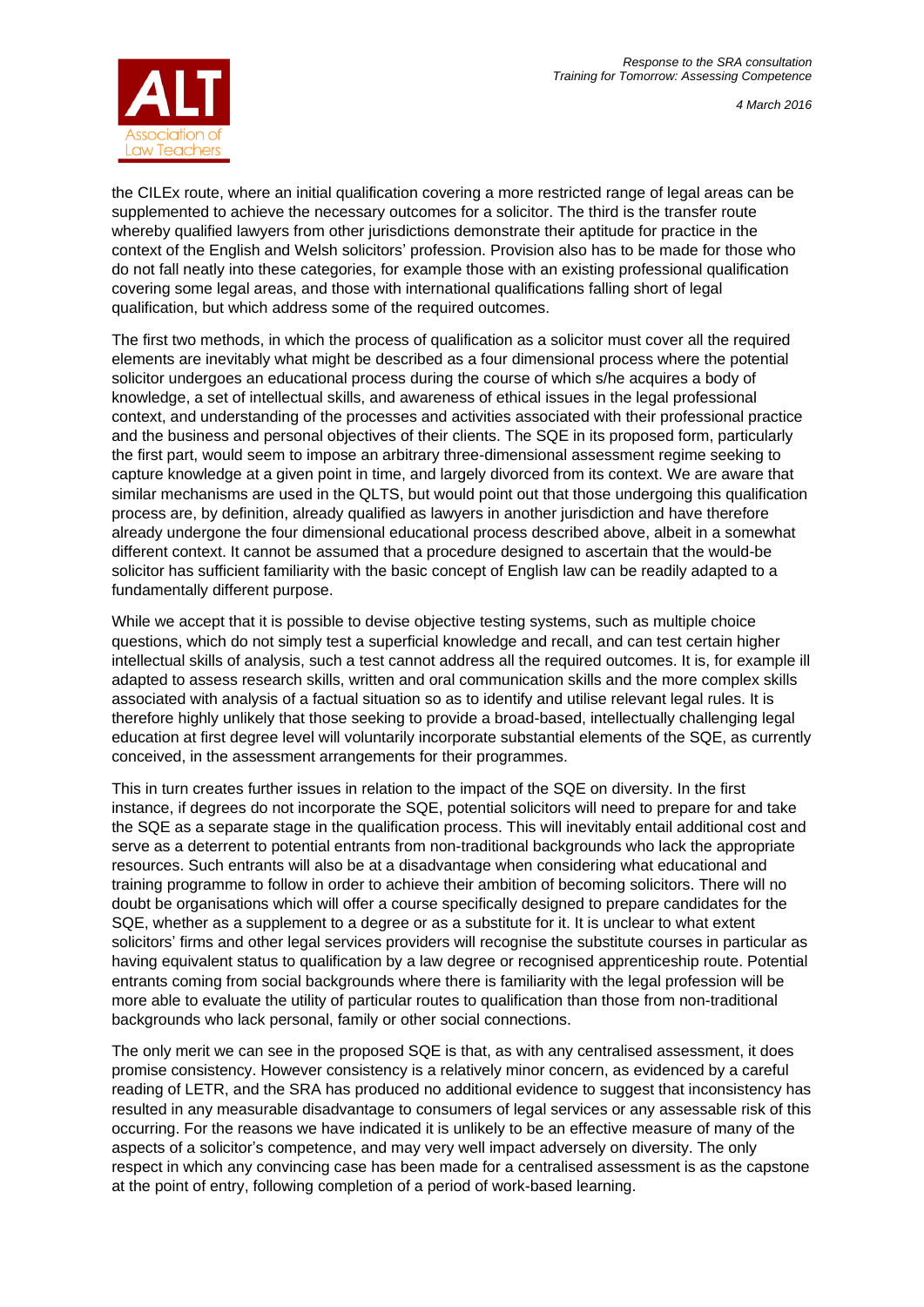the CILEx route, where an initial qualification covering a more restricted range of legal areas can be supplemented to achieve the necessary outcomes for a solicitor. The third is the transfer route whereby qualified lawyers from other jurisdictions demonstrate their aptitude for practice in the context of the English and Welsh solicitors' profession. Provision also has to be made for those who do not fall neatly into these categories, for example those with an existing professional qualification covering some legal areas, and those with international qualifications falling short of legal qualification, but which address some of the required outcomes.

The first two methods, in which the process of qualification as a solicitor must cover all the required elements are inevitably what might be described as a four dimensional process where the potential solicitor undergoes an educational process during the course of which s/he acquires a body of knowledge, a set of intellectual skills, and awareness of ethical issues in the legal professional context, and understanding of the processes and activities associated with their professional practice and the business and personal objectives of their clients. The SQE in its proposed form, particularly the first part, would seem to impose an arbitrary three-dimensional assessment regime seeking to capture knowledge at a given point in time, and largely divorced from its context. We are aware that similar mechanisms are used in the QLTS, but would point out that those undergoing this qualification process are, by definition, already qualified as lawyers in another jurisdiction and have therefore already undergone the four dimensional educational process described above, albeit in a somewhat different context. It cannot be assumed that a procedure designed to ascertain that the would-be solicitor has sufficient familiarity with the basic concept of English law can be readily adapted to a fundamentally different purpose.

While we accept that it is possible to devise objective testing systems, such as multiple choice questions, which do not simply test a superficial knowledge and recall, and can test certain higher intellectual skills of analysis, such a test cannot address all the required outcomes. It is, for example ill adapted to assess research skills, written and oral communication skills and the more complex skills associated with analysis of a factual situation so as to identify and utilise relevant legal rules. It is therefore highly unlikely that those seeking to provide a broad-based, intellectually challenging legal education at first degree level will voluntarily incorporate substantial elements of the SQE, as currently conceived, in the assessment arrangements for their programmes.

This in turn creates further issues in relation to the impact of the SQE on diversity. In the first instance, if degrees do not incorporate the SQE, potential solicitors will need to prepare for and take the SQE as a separate stage in the qualification process. This will inevitably entail additional cost and serve as a deterrent to potential entrants from non-traditional backgrounds who lack the appropriate resources. Such entrants will also be at a disadvantage when considering what educational and training programme to follow in order to achieve their ambition of becoming solicitors. There will no doubt be organisations which will offer a course specifically designed to prepare candidates for the SQE, whether as a supplement to a degree or as a substitute for it. It is unclear to what extent solicitors' firms and other legal services providers will recognise the substitute courses in particular as having equivalent status to qualification by a law degree or recognised apprenticeship route. Potential entrants coming from social backgrounds where there is familiarity with the legal profession will be more able to evaluate the utility of particular routes to qualification than those from non-traditional backgrounds who lack personal, family or other social connections.

The only merit we can see in the proposed SQE is that, as with any centralised assessment, it does promise consistency. However consistency is a relatively minor concern, as evidenced by a careful reading of LETR, and the SRA has produced no additional evidence to suggest that inconsistency has resulted in any measurable disadvantage to consumers of legal services or any assessable risk of this occurring. For the reasons we have indicated it is unlikely to be an effective measure of many of the aspects of a solicitor's competence, and may very well impact adversely on diversity. The only respect in which any convincing case has been made for a centralised assessment is as the capstone at the point of entry, following completion of a period of work-based learning.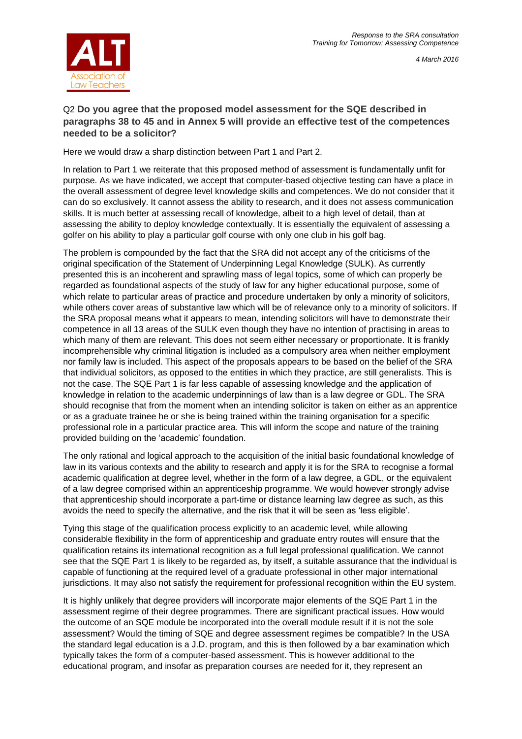Q2 **Do you agree that the proposed model assessment for the SQE described in paragraphs 38 to 45 and in Annex 5 will provide an effective test of the competences needed to be a solicitor?**

Here we would draw a sharp distinction between Part 1 and Part 2.

In relation to Part 1 we reiterate that this proposed method of assessment is fundamentally unfit for purpose. As we have indicated, we accept that computer-based objective testing can have a place in the overall assessment of degree level knowledge skills and competences. We do not consider that it can do so exclusively. It cannot assess the ability to research, and it does not assess communication skills. It is much better at assessing recall of knowledge, albeit to a high level of detail, than at assessing the ability to deploy knowledge contextually. It is essentially the equivalent of assessing a golfer on his ability to play a particular golf course with only one club in his golf bag.

The problem is compounded by the fact that the SRA did not accept any of the criticisms of the original specification of the Statement of Underpinning Legal Knowledge (SULK). As currently presented this is an incoherent and sprawling mass of legal topics, some of which can properly be regarded as foundational aspects of the study of law for any higher educational purpose, some of which relate to particular areas of practice and procedure undertaken by only a minority of solicitors, while others cover areas of substantive law which will be of relevance only to a minority of solicitors. If the SRA proposal means what it appears to mean, intending solicitors will have to demonstrate their competence in all 13 areas of the SULK even though they have no intention of practising in areas to which many of them are relevant. This does not seem either necessary or proportionate. It is frankly incomprehensible why criminal litigation is included as a compulsory area when neither employment nor family law is included. This aspect of the proposals appears to be based on the belief of the SRA that individual solicitors, as opposed to the entities in which they practice, are still generalists. This is not the case. The SQE Part 1 is far less capable of assessing knowledge and the application of knowledge in relation to the academic underpinnings of law than is a law degree or GDL. The SRA should recognise that from the moment when an intending solicitor is taken on either as an apprentice or as a graduate trainee he or she is being trained within the training organisation for a specific professional role in a particular practice area. This will inform the scope and nature of the training provided building on the 'academic' foundation.

The only rational and logical approach to the acquisition of the initial basic foundational knowledge of law in its various contexts and the ability to research and apply it is for the SRA to recognise a formal academic qualification at degree level, whether in the form of a law degree, a GDL, or the equivalent of a law degree comprised within an apprenticeship programme. We would however strongly advise that apprenticeship should incorporate a part-time or distance learning law degree as such, as this avoids the need to specify the alternative, and the risk that it will be seen as 'less eligible'.

Tying this stage of the qualification process explicitly to an academic level, while allowing considerable flexibility in the form of apprenticeship and graduate entry routes will ensure that the qualification retains its international recognition as a full legal professional qualification. We cannot see that the SQE Part 1 is likely to be regarded as, by itself, a suitable assurance that the individual is capable of functioning at the required level of a graduate professional in other major international jurisdictions. It may also not satisfy the requirement for professional recognition within the EU system.

It is highly unlikely that degree providers will incorporate major elements of the SQE Part 1 in the assessment regime of their degree programmes. There are significant practical issues. How would the outcome of an SQE module be incorporated into the overall module result if it is not the sole assessment? Would the timing of SQE and degree assessment regimes be compatible? In the USA the standard legal education is a J.D. program, and this is then followed by a bar examination which typically takes the form of a computer-based assessment. This is however additional to the educational program, and insofar as preparation courses are needed for it, they represent an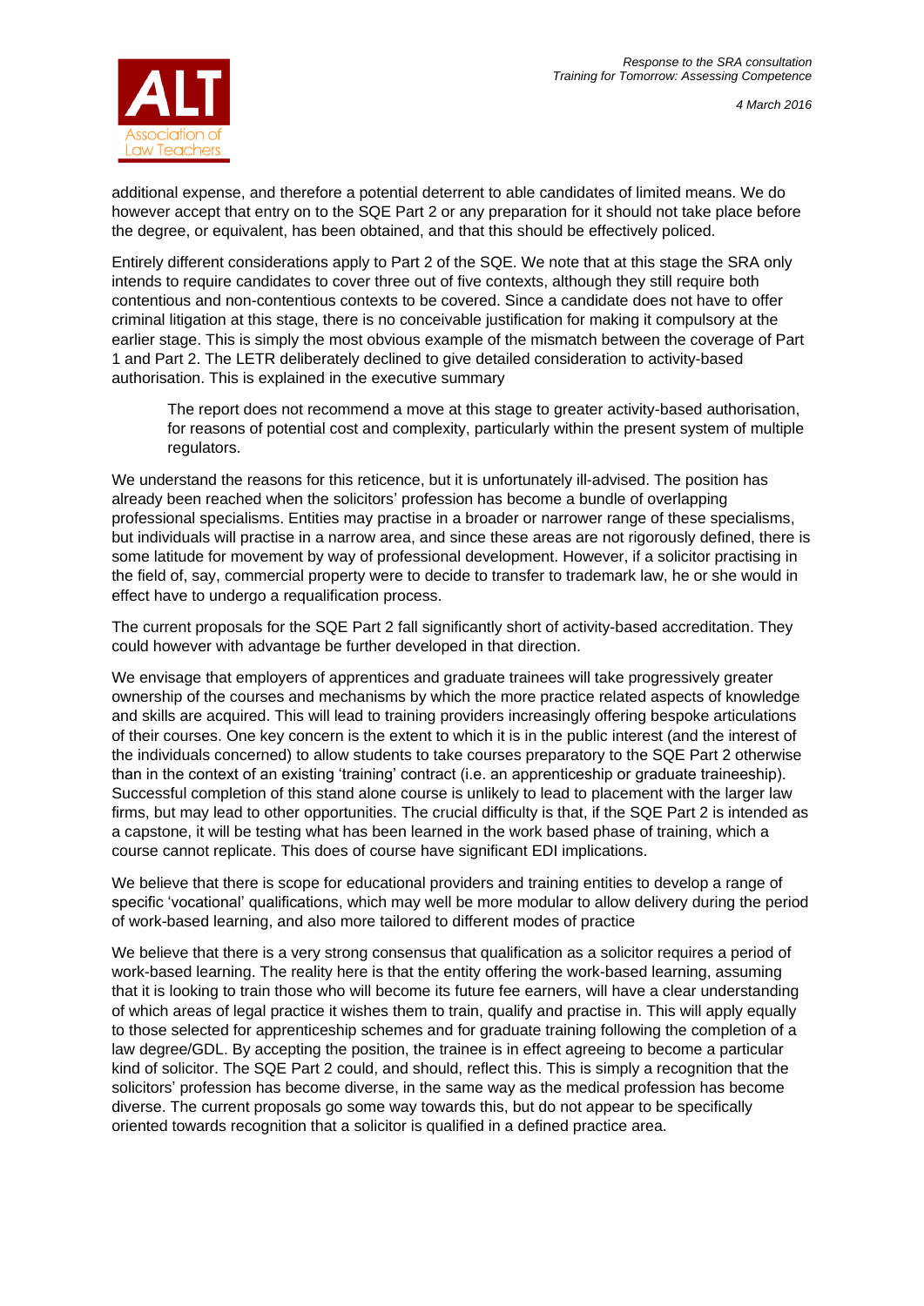additional expense, and therefore a potential deterrent to able candidates of limited means. We do however accept that entry on to the SQE Part 2 or any preparation for it should not take place before the degree, or equivalent, has been obtained, and that this should be effectively policed.

Entirely different considerations apply to Part 2 of the SQE. We note that at this stage the SRA only intends to require candidates to cover three out of five contexts, although they still require both contentious and non-contentious contexts to be covered. Since a candidate does not have to offer criminal litigation at this stage, there is no conceivable justification for making it compulsory at the earlier stage. This is simply the most obvious example of the mismatch between the coverage of Part 1 and Part 2. The LETR deliberately declined to give detailed consideration to activity-based authorisation. This is explained in the executive summary

> The report does not recommend a move at this stage to greater activity-based authorisation, for reasons of potential cost and complexity, particularly within the present system of multiple regulators.

We understand the reasons for this reticence, but it is unfortunately ill-advised. The position has already been reached when the solicitors' profession has become a bundle of overlapping professional specialisms. Entities may practise in a broader or narrower range of these specialisms, but individuals will practise in a narrow area, and since these areas are not rigorously defined, there is some latitude for movement by way of professional development. However, if a solicitor practising in the field of, say, commercial property were to decide to transfer to trademark law, he or she would in effect have to undergo a requalification process.

The current proposals for the SQE Part 2 fall significantly short of activity-based accreditation. They could however with advantage be further developed in that direction.

We envisage that employers of apprentices and graduate trainees will take progressively greater ownership of the courses and mechanisms by which the more practice related aspects of knowledge and skills are acquired. This will lead to training providers increasingly offering bespoke articulations of their courses. One key concern is the extent to which it is in the public interest (and the interest of the individuals concerned) to allow students to take courses preparatory to the SQE Part 2 otherwise than in the context of an existing 'training' contract (i.e. an apprenticeship or graduate traineeship). Successful completion of this stand alone course is unlikely to lead to placement with the larger law firms, but may lead to other opportunities. The crucial difficulty is that, if the SQE Part 2 is intended as a capstone, it will be testing what has been learned in the work based phase of training, which a course cannot replicate. This does of course have significant EDI implications.

We believe that there is scope for educational providers and training entities to develop a range of specific 'vocational' qualifications, which may well be more modular to allow delivery during the period of work-based learning, and also more tailored to different modes of practice

We believe that there is a very strong consensus that qualification as a solicitor requires a period of work-based learning. The reality here is that the entity offering the work-based learning, assuming that it is looking to train those who will become its future fee earners, will have a clear understanding of which areas of legal practice it wishes them to train, qualify and practise in. This will apply equally to those selected for apprenticeship schemes and for graduate training following the completion of a law degree/GDL. By accepting the position, the trainee is in effect agreeing to become a particular kind of solicitor. The SQE Part 2 could, and should, reflect this. This is simply a recognition that the solicitors' profession has become diverse, in the same way as the medical profession has become diverse. The current proposals go some way towards this, but do not appear to be specifically oriented towards recognition that a solicitor is qualified in a defined practice area.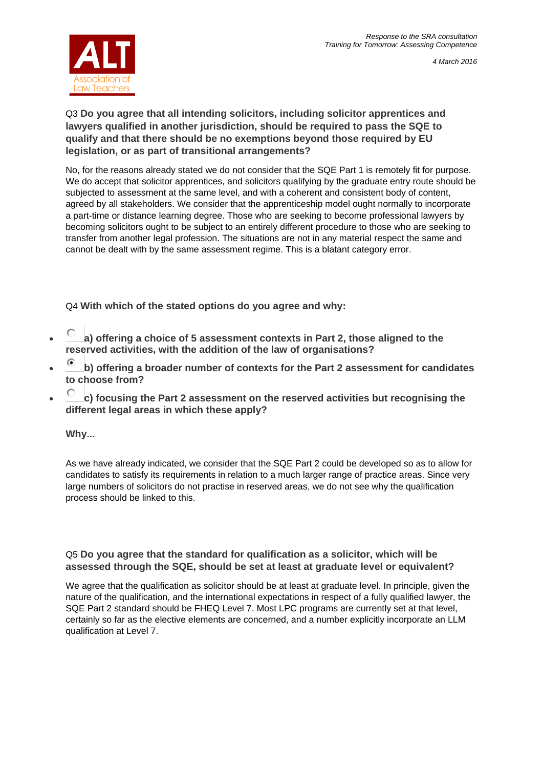Q3 **Do you agree that all intending solicitors, including solicitor apprentices and lawyers qualified in another jurisdiction, should be required to pass the SQE to qualify and that there should be no exemptions beyond those required by EU legislation, or as part of transitional arrangements?**

No, for the reasons already stated we do not consider that the SQE Part 1 is remotely fit for purpose. We do accept that solicitor apprentices, and solicitors qualifying by the graduate entry route should be subjected to assessment at the same level, and with a coherent and consistent body of content, agreed by all stakeholders. We consider that the apprenticeship model ought normally to incorporate a part-time or distance learning degree. Those who are seeking to become professional lawyers by becoming solicitors ought to be subject to an entirely different procedure to those who are seeking to transfer from another legal profession. The situations are not in any material respect the same and cannot be dealt with by the same assessment regime. This is a blatant category error.

Q4 **With which of the stated options do you agree and why:**

- ○ **a) offering a choice of 5 assessment contexts in Part 2, those aligned to the reserved activities, with the addition of the law of organisations?**
- ● **b) offering a broader number of contexts for the Part 2 assessment for candidates to choose from?**
- ○ **c) focusing the Part 2 assessment on the reserved activities but recognising the different legal areas in which these apply?**

**Why...**

As we have already indicated, we consider that the SQE Part 2 could be developed so as to allow for candidates to satisfy its requirements in relation to a much larger range of practice areas. Since very large numbers of solicitors do not practise in reserved areas, we do not see why the qualification process should be linked to this.

Q5 **Do you agree that the standard for qualification as a solicitor, which will be assessed through the SQE, should be set at least at graduate level or equivalent?**

We agree that the qualification as solicitor should be at least at graduate level. In principle, given the nature of the qualification, and the international expectations in respect of a fully qualified lawyer, the SQE Part 2 standard should be FHEQ Level 7. Most LPC programs are currently set at that level, certainly so far as the elective elements are concerned, and a number explicitly incorporate an LLM qualification at Level 7.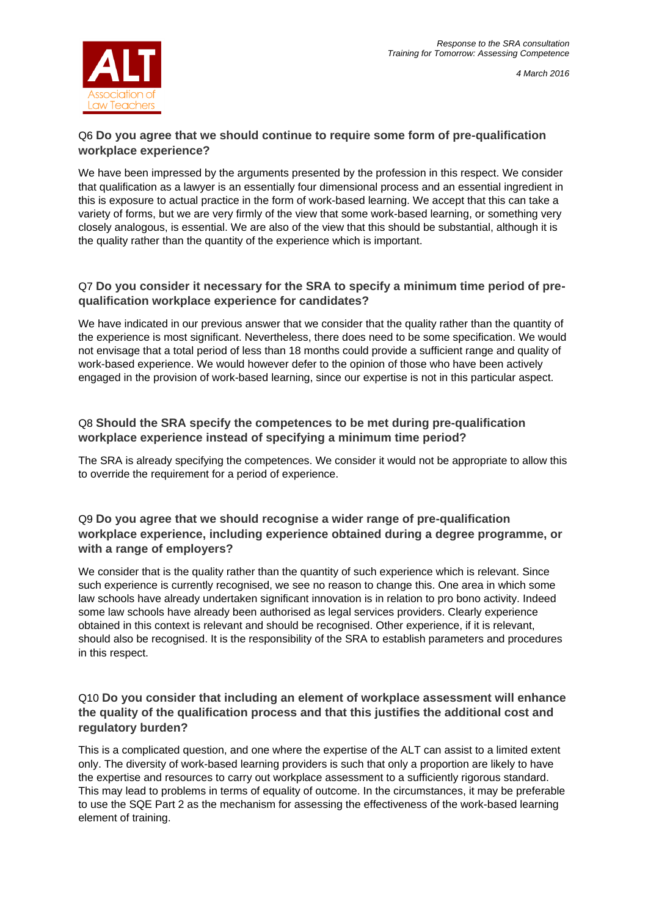Q6 **Do you agree that we should continue to require some form of pre-qualification workplace experience?**

We have been impressed by the arguments presented by the profession in this respect. We consider that qualification as a lawyer is an essentially four dimensional process and an essential ingredient in this is exposure to actual practice in the form of work-based learning. We accept that this can take a variety of forms, but we are very firmly of the view that some work-based learning, or something very closely analogous, is essential. We are also of the view that this should be substantial, although it is the quality rather than the quantity of the experience which is important.

Q7 **Do you consider it necessary for the SRA to specify a minimum time period of pre-qualification workplace experience for candidates?**

We have indicated in our previous answer that we consider that the quality rather than the quantity of the experience is most significant. Nevertheless, there does need to be some specification. We would not envisage that a total period of less than 18 months could provide a sufficient range and quality of work-based experience. We would however defer to the opinion of those who have been actively engaged in the provision of work-based learning, since our expertise is not in this particular aspect.

Q8 **Should the SRA specify the competences to be met during pre-qualification workplace experience instead of specifying a minimum time period?**

The SRA is already specifying the competences. We consider it would not be appropriate to allow this to override the requirement for a period of experience.

Q9 **Do you agree that we should recognise a wider range of pre-qualification workplace experience, including experience obtained during a degree programme, or with a range of employers?**

We consider that is the quality rather than the quantity of such experience which is relevant. Since such experience is currently recognised, we see no reason to change this. One area in which some law schools have already undertaken significant innovation is in relation to pro bono activity. Indeed some law schools have already been authorised as legal services providers. Clearly experience obtained in this context is relevant and should be recognised. Other experience, if it is relevant, should also be recognised. It is the responsibility of the SRA to establish parameters and procedures in this respect.

Q10 **Do you consider that including an element of workplace assessment will enhance the quality of the qualification process and that this justifies the additional cost and regulatory burden?**

This is a complicated question, and one where the expertise of the ALT can assist to a limited extent only. The diversity of work-based learning providers is such that only a proportion are likely to have the expertise and resources to carry out workplace assessment to a sufficiently rigorous standard. This may lead to problems in terms of equality of outcome. In the circumstances, it may be preferable to use the SQE Part 2 as the mechanism for assessing the effectiveness of the work-based learning element of training.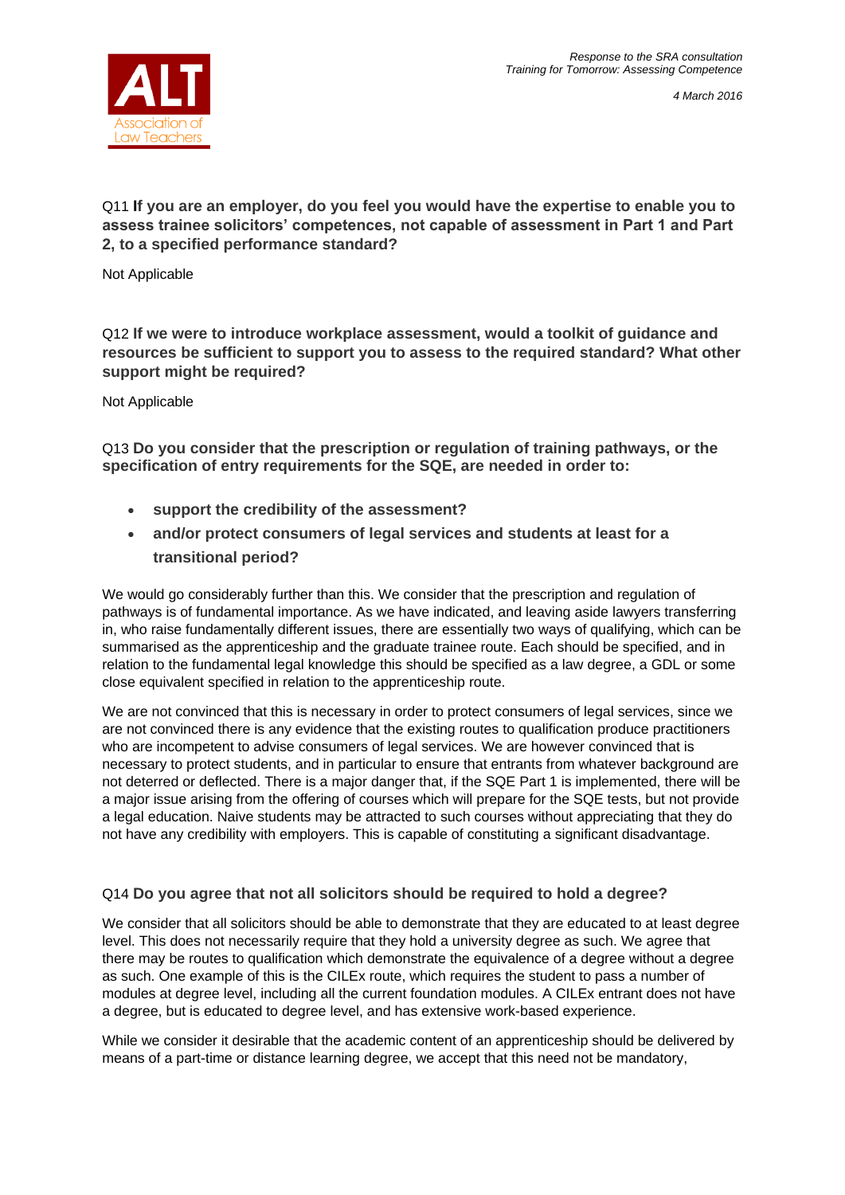Q11 **If you are an employer, do you feel you would have the expertise to enable you to assess trainee solicitors' competences, not capable of assessment in Part 1 and Part 2, to a specified performance standard?**

Not Applicable

Q12 **If we were to introduce workplace assessment, would a toolkit of guidance and resources be sufficient to support you to assess to the required standard? What other support might be required?**

Not Applicable

Q13 **Do you consider that the prescription or regulation of training pathways, or the specification of entry requirements for the SQE, are needed in order to:**

- **support the credibility of the assessment?**
- **and/or protect consumers of legal services and students at least for a transitional period?**

We would go considerably further than this. We consider that the prescription and regulation of pathways is of fundamental importance. As we have indicated, and leaving aside lawyers transferring in, who raise fundamentally different issues, there are essentially two ways of qualifying, which can be summarised as the apprenticeship and the graduate trainee route. Each should be specified, and in relation to the fundamental legal knowledge this should be specified as a law degree, a GDL or some close equivalent specified in relation to the apprenticeship route.

We are not convinced that this is necessary in order to protect consumers of legal services, since we are not convinced there is any evidence that the existing routes to qualification produce practitioners who are incompetent to advise consumers of legal services. We are however convinced that is necessary to protect students, and in particular to ensure that entrants from whatever background are not deterred or deflected. There is a major danger that, if the SQE Part 1 is implemented, there will be a major issue arising from the offering of courses which will prepare for the SQE tests, but not provide a legal education. Naive students may be attracted to such courses without appreciating that they do not have any credibility with employers. This is capable of constituting a significant disadvantage.

Q14 **Do you agree that not all solicitors should be required to hold a degree?**

We consider that all solicitors should be able to demonstrate that they are educated to at least degree level. This does not necessarily require that they hold a university degree as such. We agree that there may be routes to qualification which demonstrate the equivalence of a degree without a degree as such. One example of this is the CILEx route, which requires the student to pass a number of modules at degree level, including all the current foundation modules. A CILEx entrant does not have a degree, but is educated to degree level, and has extensive work-based experience.

While we consider it desirable that the academic content of an apprenticeship should be delivered by means of a part-time or distance learning degree, we accept that this need not be mandatory,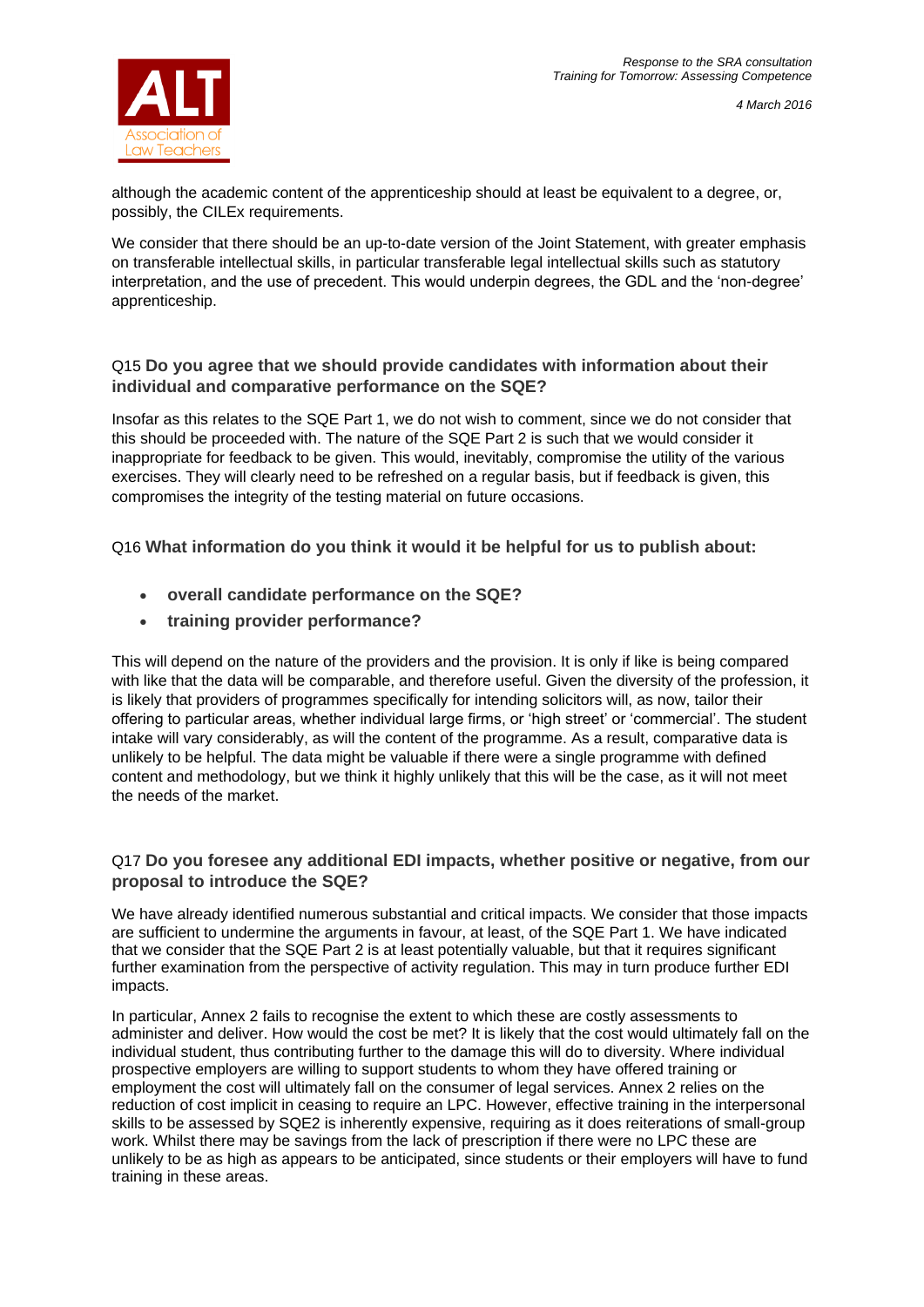although the academic content of the apprenticeship should at least be equivalent to a degree, or, possibly, the CILEx requirements.

We consider that there should be an up-to-date version of the Joint Statement, with greater emphasis on transferable intellectual skills, in particular transferable legal intellectual skills such as statutory interpretation, and the use of precedent. This would underpin degrees, the GDL and the 'non-degree' apprenticeship.

### Q15 **Do you agree that we should provide candidates with information about their individual and comparative performance on the SQE?**

Insofar as this relates to the SQE Part 1, we do not wish to comment, since we do not consider that this should be proceeded with. The nature of the SQE Part 2 is such that we would consider it inappropriate for feedback to be given. This would, inevitably, compromise the utility of the various exercises. They will clearly need to be refreshed on a regular basis, but if feedback is given, this compromises the integrity of the testing material on future occasions.

### Q16 **What information do you think it would it be helpful for us to publish about:**

- **overall candidate performance on the SQE?**
- **training provider performance?**

This will depend on the nature of the providers and the provision. It is only if like is being compared with like that the data will be comparable, and therefore useful. Given the diversity of the profession, it is likely that providers of programmes specifically for intending solicitors will, as now, tailor their offering to particular areas, whether individual large firms, or 'high street' or 'commercial'. The student intake will vary considerably, as will the content of the programme. As a result, comparative data is unlikely to be helpful. The data might be valuable if there were a single programme with defined content and methodology, but we think it highly unlikely that this will be the case, as it will not meet the needs of the market.

### Q17 **Do you foresee any additional EDI impacts, whether positive or negative, from our proposal to introduce the SQE?**

We have already identified numerous substantial and critical impacts. We consider that those impacts are sufficient to undermine the arguments in favour, at least, of the SQE Part 1. We have indicated that we consider that the SQE Part 2 is at least potentially valuable, but that it requires significant further examination from the perspective of activity regulation. This may in turn produce further EDI impacts.

In particular, Annex 2 fails to recognise the extent to which these are costly assessments to administer and deliver. How would the cost be met? It is likely that the cost would ultimately fall on the individual student, thus contributing further to the damage this will do to diversity. Where individual prospective employers are willing to support students to whom they have offered training or employment the cost will ultimately fall on the consumer of legal services. Annex 2 relies on the reduction of cost implicit in ceasing to require an LPC. However, effective training in the interpersonal skills to be assessed by SQE2 is inherently expensive, requiring as it does reiterations of small-group work. Whilst there may be savings from the lack of prescription if there were no LPC these are unlikely to be as high as appears to be anticipated, since students or their employers will have to fund training in these areas.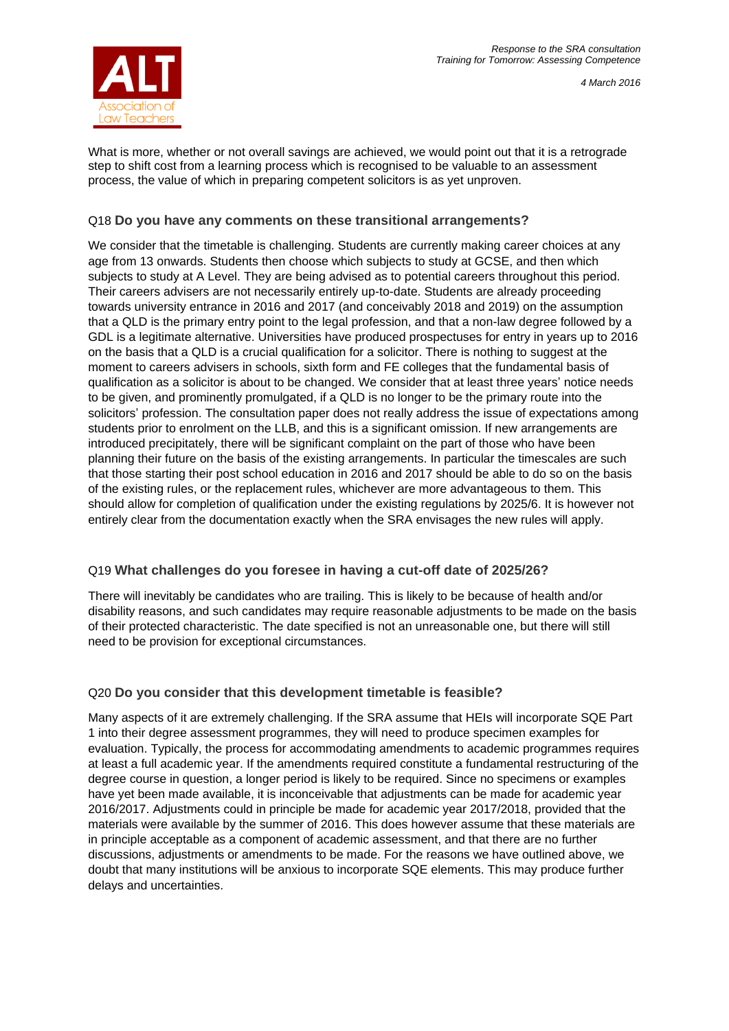What is more, whether or not overall savings are achieved, we would point out that it is a retrograde step to shift cost from a learning process which is recognised to be valuable to an assessment process, the value of which in preparing competent solicitors is as yet unproven.

### Q18 **Do you have any comments on these transitional arrangements?**

We consider that the timetable is challenging. Students are currently making career choices at any age from 13 onwards. Students then choose which subjects to study at GCSE, and then which subjects to study at A Level. They are being advised as to potential careers throughout this period. Their careers advisers are not necessarily entirely up-to-date. Students are already proceeding towards university entrance in 2016 and 2017 (and conceivably 2018 and 2019) on the assumption that a QLD is the primary entry point to the legal profession, and that a non-law degree followed by a GDL is a legitimate alternative. Universities have produced prospectuses for entry in years up to 2016 on the basis that a QLD is a crucial qualification for a solicitor. There is nothing to suggest at the moment to careers advisers in schools, sixth form and FE colleges that the fundamental basis of qualification as a solicitor is about to be changed. We consider that at least three years' notice needs to be given, and prominently promulgated, if a QLD is no longer to be the primary route into the solicitors' profession. The consultation paper does not really address the issue of expectations among students prior to enrolment on the LLB, and this is a significant omission. If new arrangements are introduced precipitately, there will be significant complaint on the part of those who have been planning their future on the basis of the existing arrangements. In particular the timescales are such that those starting their post school education in 2016 and 2017 should be able to do so on the basis of the existing rules, or the replacement rules, whichever are more advantageous to them. This should allow for completion of qualification under the existing regulations by 2025/6. It is however not entirely clear from the documentation exactly when the SRA envisages the new rules will apply.

### Q19 **What challenges do you foresee in having a cut-off date of 2025/26?**

There will inevitably be candidates who are trailing. This is likely to be because of health and/or disability reasons, and such candidates may require reasonable adjustments to be made on the basis of their protected characteristic. The date specified is not an unreasonable one, but there will still need to be provision for exceptional circumstances.

### Q20 **Do you consider that this development timetable is feasible?**

Many aspects of it are extremely challenging. If the SRA assume that HEIs will incorporate SQE Part 1 into their degree assessment programmes, they will need to produce specimen examples for evaluation. Typically, the process for accommodating amendments to academic programmes requires at least a full academic year. If the amendments required constitute a fundamental restructuring of the degree course in question, a longer period is likely to be required. Since no specimens or examples have yet been made available, it is inconceivable that adjustments can be made for academic year 2016/2017. Adjustments could in principle be made for academic year 2017/2018, provided that the materials were available by the summer of 2016. This does however assume that these materials are in principle acceptable as a component of academic assessment, and that there are no further discussions, adjustments or amendments to be made. For the reasons we have outlined above, we doubt that many institutions will be anxious to incorporate SQE elements. This may produce further delays and uncertainties.